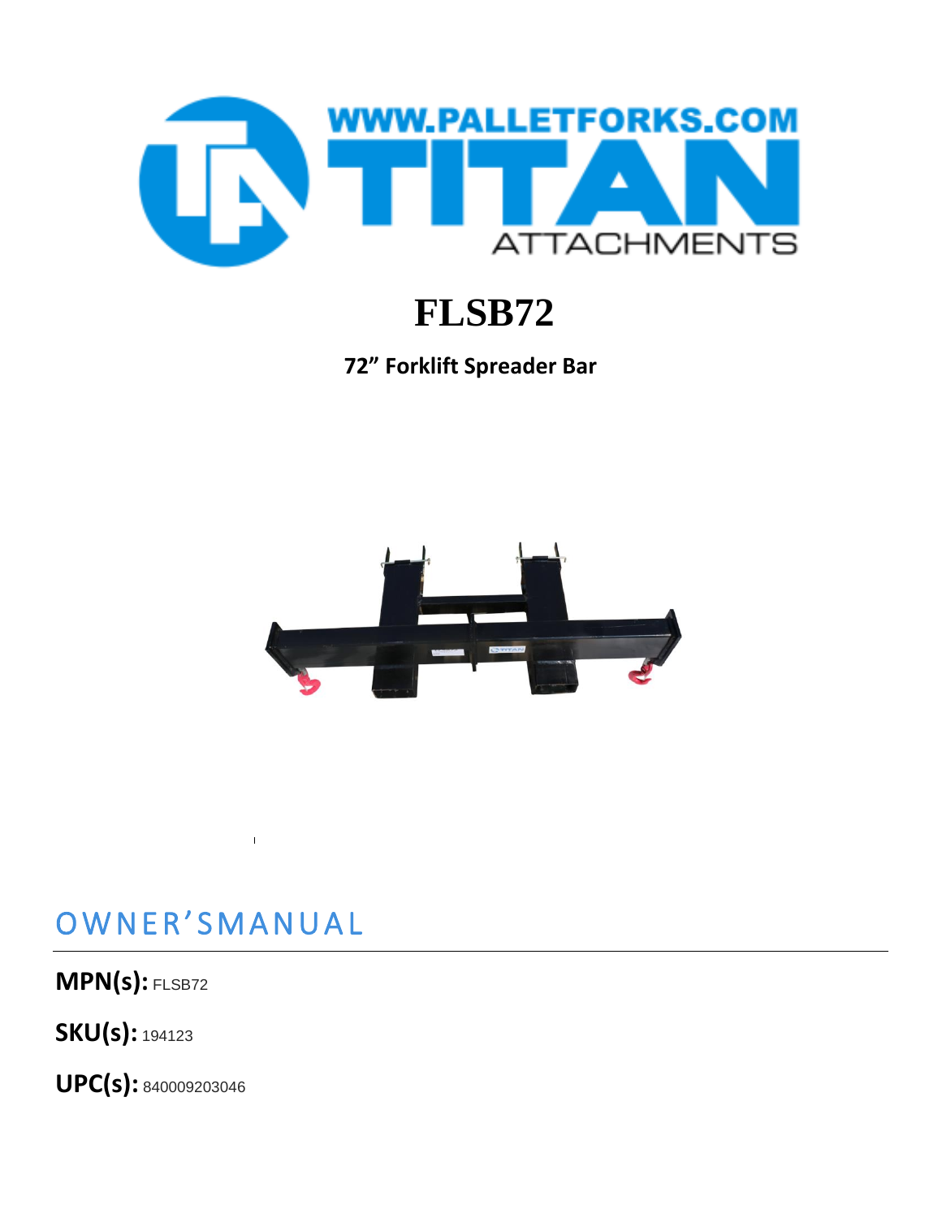WWW.PALLETFORKS.COM

TITAN

ATTACHMENTS

# FLSB72

**72" Forklift Spreader Bar**

## OWNER'SMANUAL

**MPN(s):** FLSB72

**SKU(s):** 194123

**UPC(s):** 840009203046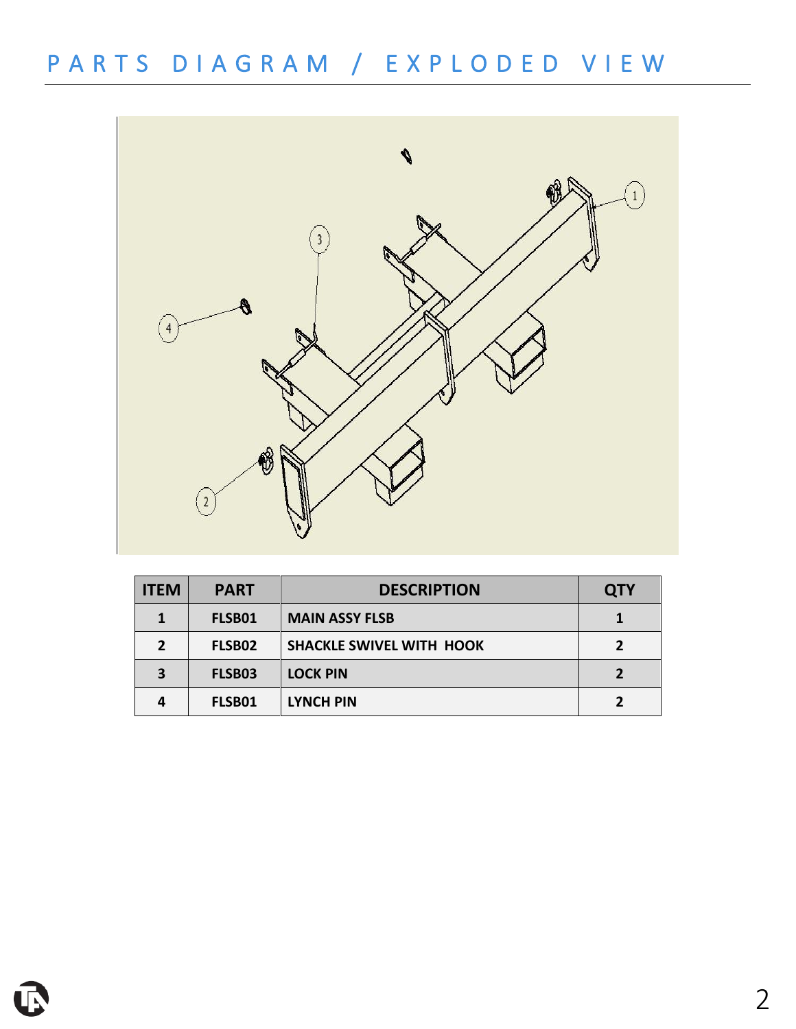# PARTS DIAGRAM / EXPLODED VIEW

| ITEM | PART | DESCRIPTION | QTY |
|---|---|---|---|
| 1 | FLSB01 | MAIN ASSY FLSB | 1 |
| 2 | FLSB02 | SHACKLE SWIVEL WITH HOOK | 2 |
| 3 | FLSB03 | LOCK PIN | 2 |
| 4 | FLSB01 | LYNCH PIN | 2 |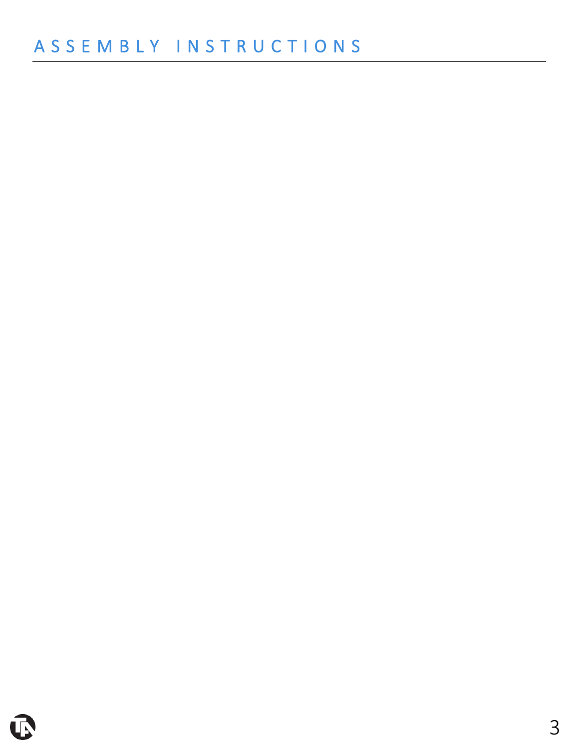# ASSEMBLY INSTRUCTIONS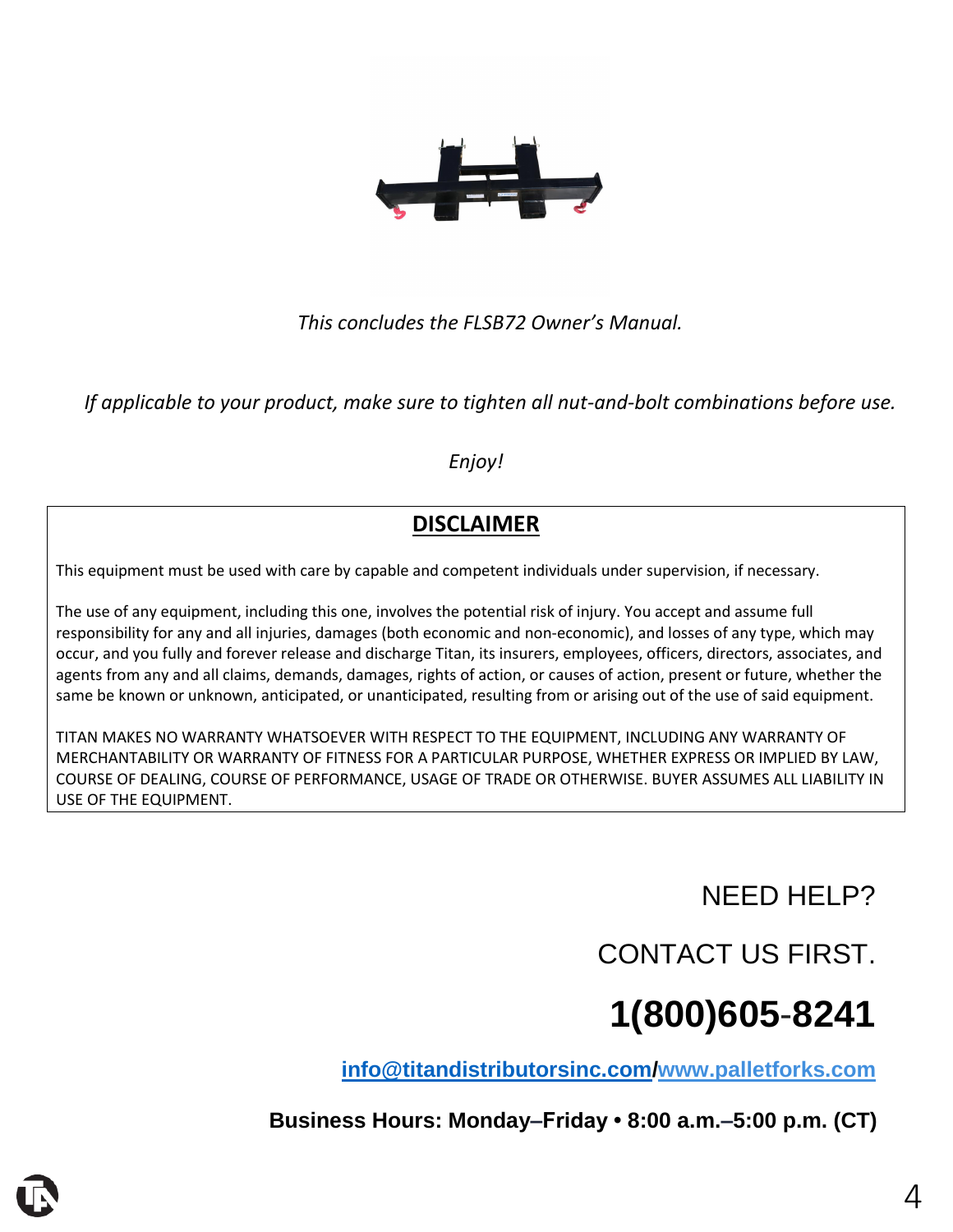*This concludes the FLSB72 Owner's Manual.*

*If applicable to your product, make sure to tighten all nut-and-bolt combinations before use.*

*Enjoy!*

## DISCLAIMER

This equipment must be used with care by capable and competent individuals under supervision, if necessary.

The use of any equipment, including this one, involves the potential risk of injury. You accept and assume full responsibility for any and all injuries, damages (both economic and non-economic), and losses of any type, which may occur, and you fully and forever release and discharge Titan, its insurers, employees, officers, directors, associates, and agents from any and all claims, demands, damages, rights of action, or causes of action, present or future, whether the same be known or unknown, anticipated, or unanticipated, resulting from or arising out of the use of said equipment.

TITAN MAKES NO WARRANTY WHATSOEVER WITH RESPECT TO THE EQUIPMENT, INCLUDING ANY WARRANTY OF MERCHANTABILITY OR WARRANTY OF FITNESS FOR A PARTICULAR PURPOSE, WHETHER EXPRESS OR IMPLIED BY LAW, COURSE OF DEALING, COURSE OF PERFORMANCE, USAGE OF TRADE OR OTHERWISE. BUYER ASSUMES ALL LIABILITY IN USE OF THE EQUIPMENT.

NEED HELP?

CONTACT US FIRST.

**1(800)605-8241**

**info@titandistributorsinc.com/www.palletforks.com**

**Business Hours: Monday–Friday • 8:00 a.m.–5:00 p.m. (CT)**